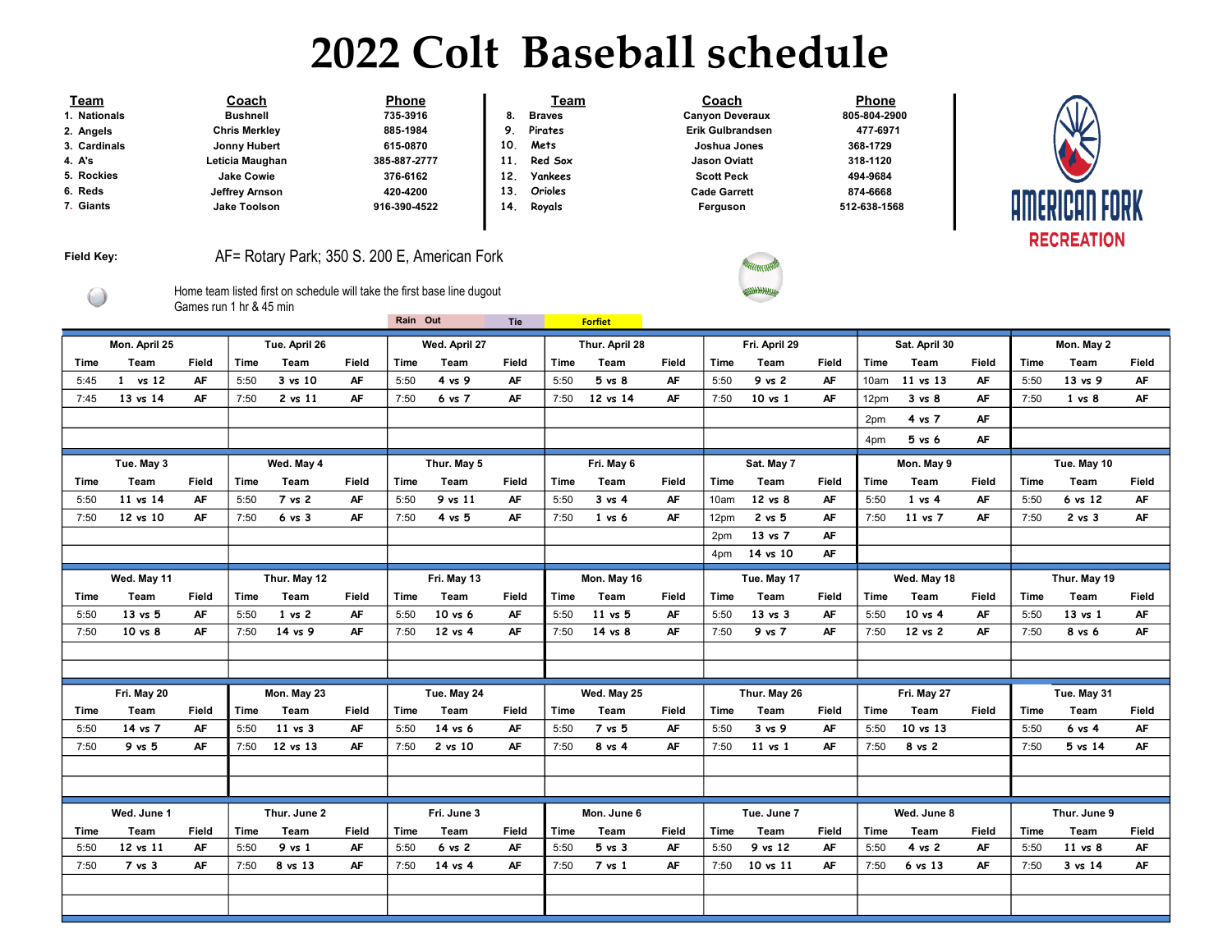# 2022 Colt Baseball schedule

| Team | Coach | Phone |
|---|---|---|
| 1. Nationals | Bushnell | 735-3916 |
| 2. Angels | Chris Merkley | 885-1984 |
| 3. Cardinals | Jonny Hubert | 615-0870 |
| 4. A's | Leticia Maughan | 385-887-2777 |
| 5. Rockies | Jake Cowie | 376-6162 |
| 6. Reds | Jeffrey Arnson | 420-4200 |
| 7. Giants | Jake Toolson | 916-390-4522 |
| 8. Braves | Canyon Deveraux | 805-804-2900 |
| 9. Pirates | Erik Gulbrandsen | 477-6971 |
| 10. Mets | Joshua Jones | 368-1729 |
| 11. Red Sox | Jason Oviatt | 318-1120 |
| 12. Yankees | Scott Peck | 494-9684 |
| 13. Orioles | Cade Garrett | 874-6668 |
| 14. Royals | Ferguson | 512-638-1568 |

AMERICAN FORK RECREATION

**Field Key:** AF= Rotary Park; 350 S. 200 E, American Fork

Home team listed first on schedule will take the first base line dugout
Games run 1 hr & 45 min

Rain Out | Tie | Forfiet

| Date | Time | Team | Field |
|---|---|---|---|
| Mon. April 25 | 5:45 | 1 vs 12 | AF |
| | 7:45 | 13 vs 14 | AF |
| Tue. April 26 | 5:50 | 3 vs 10 | AF |
| | 7:50 | 2 vs 11 | AF |
| Wed. April 27 | 5:50 | 4 vs 9 | AF |
| | 7:50 | 6 vs 7 | AF |
| Thur. April 28 | 5:50 | 5 vs 8 | AF |
| | 7:50 | 12 vs 14 | AF |
| Fri. April 29 | 5:50 | 9 vs 2 | AF |
| | 7:50 | 10 vs 1 | AF |
| Sat. April 30 | 10am | 11 vs 13 | AF |
| | 12pm | 3 vs 8 | AF |
| | 2pm | 4 vs 7 | AF |
| | 4pm | 5 vs 6 | AF |
| Mon. May 2 | 5:50 | 13 vs 9 | AF |
| | 7:50 | 1 vs 8 | AF |
| Tue. May 3 | 5:50 | 11 vs 14 | AF |
| | 7:50 | 12 vs 10 | AF |
| Wed. May 4 | 5:50 | 7 vs 2 | AF |
| | 7:50 | 6 vs 3 | AF |
| Thur. May 5 | 5:50 | 9 vs 11 | AF |
| | 7:50 | 4 vs 5 | AF |
| Fri. May 6 | 5:50 | 3 vs 4 | AF |
| | 7:50 | 1 vs 6 | AF |
| Sat. May 7 | 10am | 12 vs 8 | AF |
| | 12pm | 2 vs 5 | AF |
| | 2pm | 13 vs 7 | AF |
| | 4pm | 14 vs 10 | AF |
| Mon. May 9 | 5:50 | 1 vs 4 | AF |
| | 7:50 | 11 vs 7 | AF |
| Tue. May 10 | 5:50 | 6 vs 12 | AF |
| | 7:50 | 2 vs 3 | AF |
| Wed. May 11 | 5:50 | 13 vs 5 | AF |
| | 7:50 | 10 vs 8 | AF |
| Thur. May 12 | 5:50 | 1 vs 2 | AF |
| | 7:50 | 14 vs 9 | AF |
| Fri. May 13 | 5:50 | 10 vs 6 | AF |
| | 7:50 | 12 vs 4 | AF |
| Mon. May 16 | 5:50 | 11 vs 5 | AF |
| | 7:50 | 14 vs 8 | AF |
| Tue. May 17 | 5:50 | 13 vs 3 | AF |
| | 7:50 | 9 vs 7 | AF |
| Wed. May 18 | 5:50 | 10 vs 4 | AF |
| | 7:50 | 12 vs 2 | AF |
| Thur. May 19 | 5:50 | 13 vs 1 | AF |
| | 7:50 | 8 vs 6 | AF |
| Fri. May 20 | 5:50 | 14 vs 7 | AF |
| | 7:50 | 9 vs 5 | AF |
| Mon. May 23 | 5:50 | 11 vs 3 | AF |
| | 7:50 | 12 vs 13 | AF |
| Tue. May 24 | 5:50 | 14 vs 6 | AF |
| | 7:50 | 2 vs 10 | AF |
| Wed. May 25 | 5:50 | 7 vs 5 | AF |
| | 7:50 | 8 vs 4 | AF |
| Thur. May 26 | 5:50 | 3 vs 9 | AF |
| | 7:50 | 11 vs 1 | AF |
| Fri. May 27 | 5:50 | 10 vs 13 | AF |
| | 7:50 | 8 vs 2 | AF |
| Tue. May 31 | 5:50 | 6 vs 4 | AF |
| | 7:50 | 5 vs 14 | AF |
| Wed. June 1 | 5:50 | 12 vs 11 | AF |
| | 7:50 | 7 vs 3 | AF |
| Thur. June 2 | 5:50 | 9 vs 1 | AF |
| | 7:50 | 8 vs 13 | AF |
| Fri. June 3 | 5:50 | 6 vs 2 | AF |
| | 7:50 | 14 vs 4 | AF |
| Mon. June 6 | 5:50 | 5 vs 3 | AF |
| | 7:50 | 7 vs 1 | AF |
| Tue. June 7 | 5:50 | 9 vs 12 | AF |
| | 7:50 | 10 vs 11 | AF |
| Wed. June 8 | 5:50 | 4 vs 2 | AF |
| | 7:50 | 6 vs 13 | AF |
| Thur. June 9 | 5:50 | 11 vs 8 | AF |
| | 7:50 | 3 vs 14 | AF |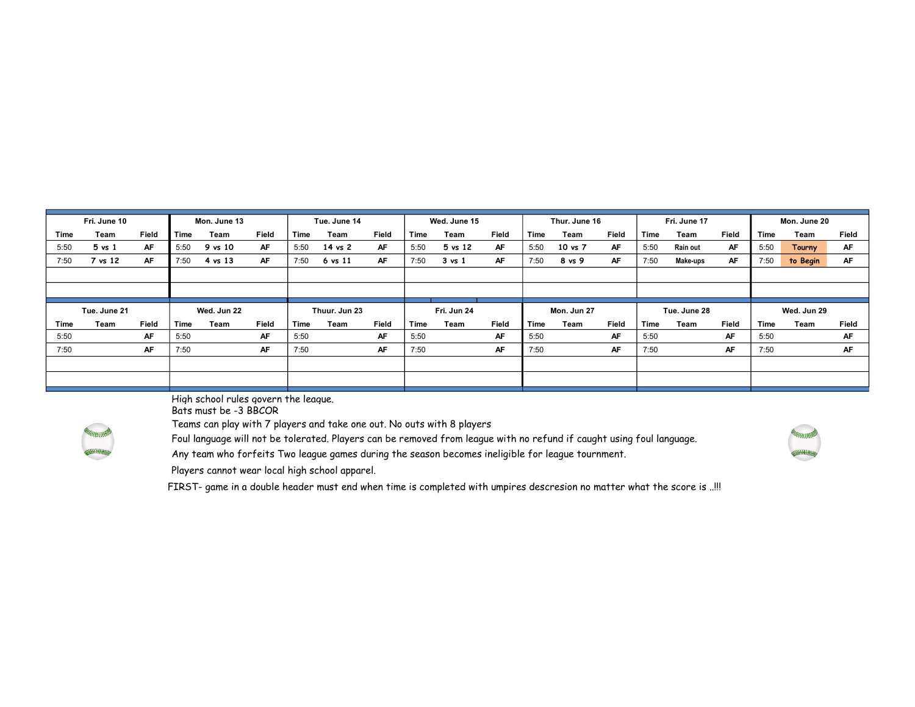| Fri. June 10 | | | Mon. June 13 | | | Tue. June 14 | | | Wed. June 15 | | | Thur. June 16 | | | Fri. June 17 | | | Mon. June 20 | | |
|---|---|---|---|---|---|---|---|---|---|---|---|---|---|---|---|---|---|---|---|---|
| Time | Team | Field | Time | Team | Field | Time | Team | Field | Time | Team | Field | Time | Team | Field | Time | Team | Field | Time | Team | Field |
| 5:50 | 5 vs 1 | AF | 5:50 | 9 vs 10 | AF | 5:50 | 14 vs 2 | AF | 5:50 | 5 vs 12 | AF | 5:50 | 10 vs 7 | AF | 5:50 | Rain out | AF | 5:50 | Tourny | AF |
| 7:50 | 7 vs 12 | AF | 7:50 | 4 vs 13 | AF | 7:50 | 6 vs 11 | AF | 7:50 | 3 vs 1 | AF | 7:50 | 8 vs 9 | AF | 7:50 | Make-ups | AF | 7:50 | to Begin | AF |

| Tue. June 21 | | | Wed. Jun 22 | | | Thuur. Jun 23 | | | Fri. Jun 24 | | | Mon. Jun 27 | | | Tue. June 28 | | | Wed. Jun 29 | | |
|---|---|---|---|---|---|---|---|---|---|---|---|---|---|---|---|---|---|---|---|---|
| Time | Team | Field | Time | Team | Field | Time | Team | Field | Time | Team | Field | Time | Team | Field | Time | Team | Field | Time | Team | Field |
| 5:50 | | AF | 5:50 | | AF | 5:50 | | AF | 5:50 | | AF | 5:50 | | AF | 5:50 | | AF | 5:50 | | AF |
| 7:50 | | AF | 7:50 | | AF | 7:50 | | AF | 7:50 | | AF | 7:50 | | AF | 7:50 | | AF | 7:50 | | AF |

High school rules govern the league.

Bats must be -3 BBCOR

Teams can play with 7 players and take one out. No outs with 8 players

Foul language will not be tolerated. Players can be removed from league with no refund if caught using foul language.

Any team who forfeits Two league games during the season becomes ineligible for league tournment.

Players cannot wear local high school apparel.

FIRST- game in a double header must end when time is completed with umpires descresion no matter what the score is ..!!!